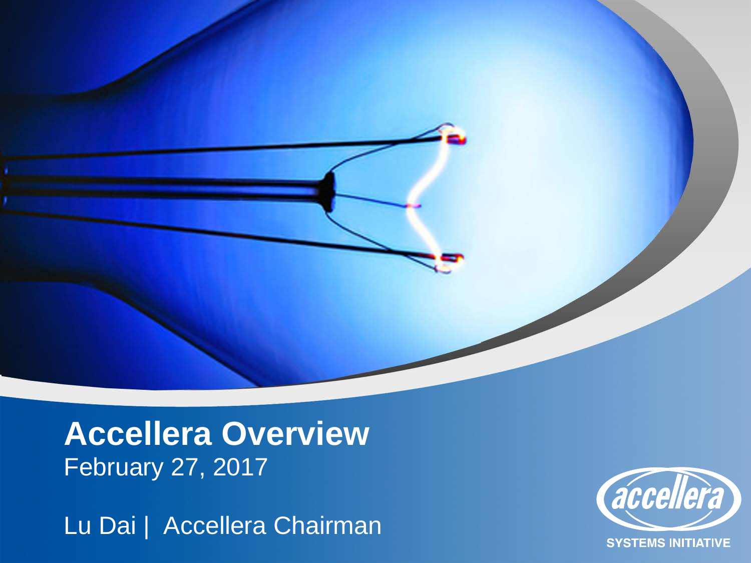# Accellera Overview

February 27, 2017

Lu Dai | Accellera Chairman

accellera

SYSTEMS INITIATIVE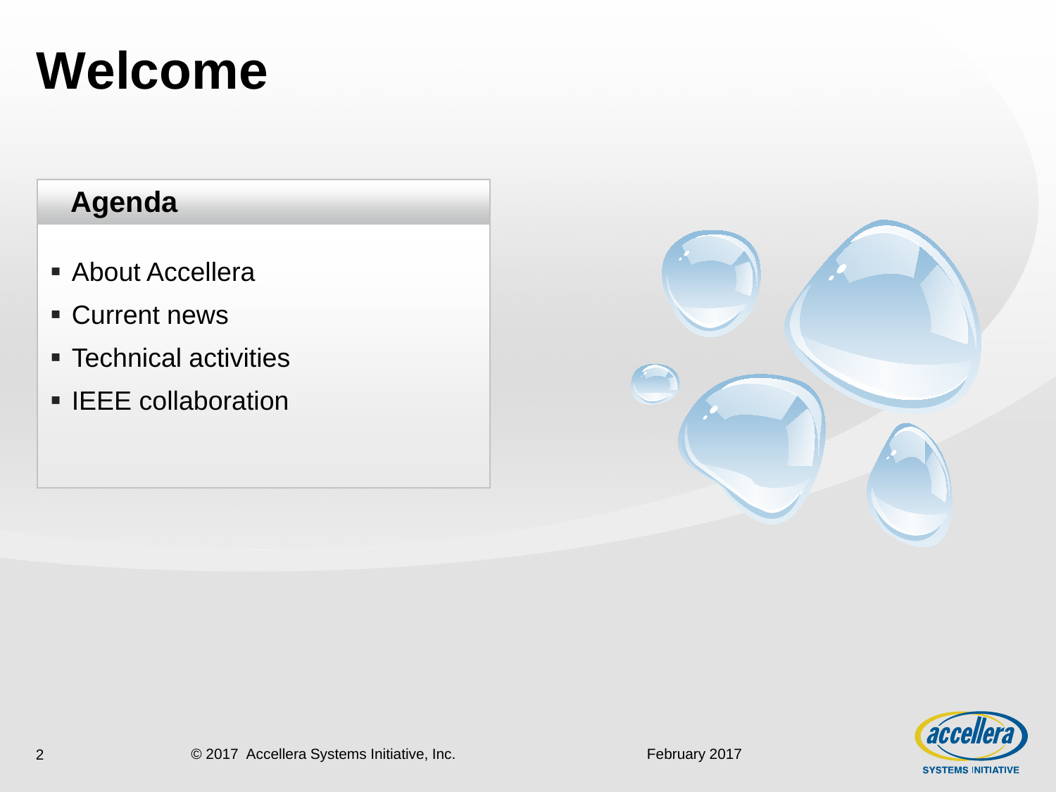# Welcome

## Agenda

- About Accellera
- Current news
- Technical activities
- IEEE collaboration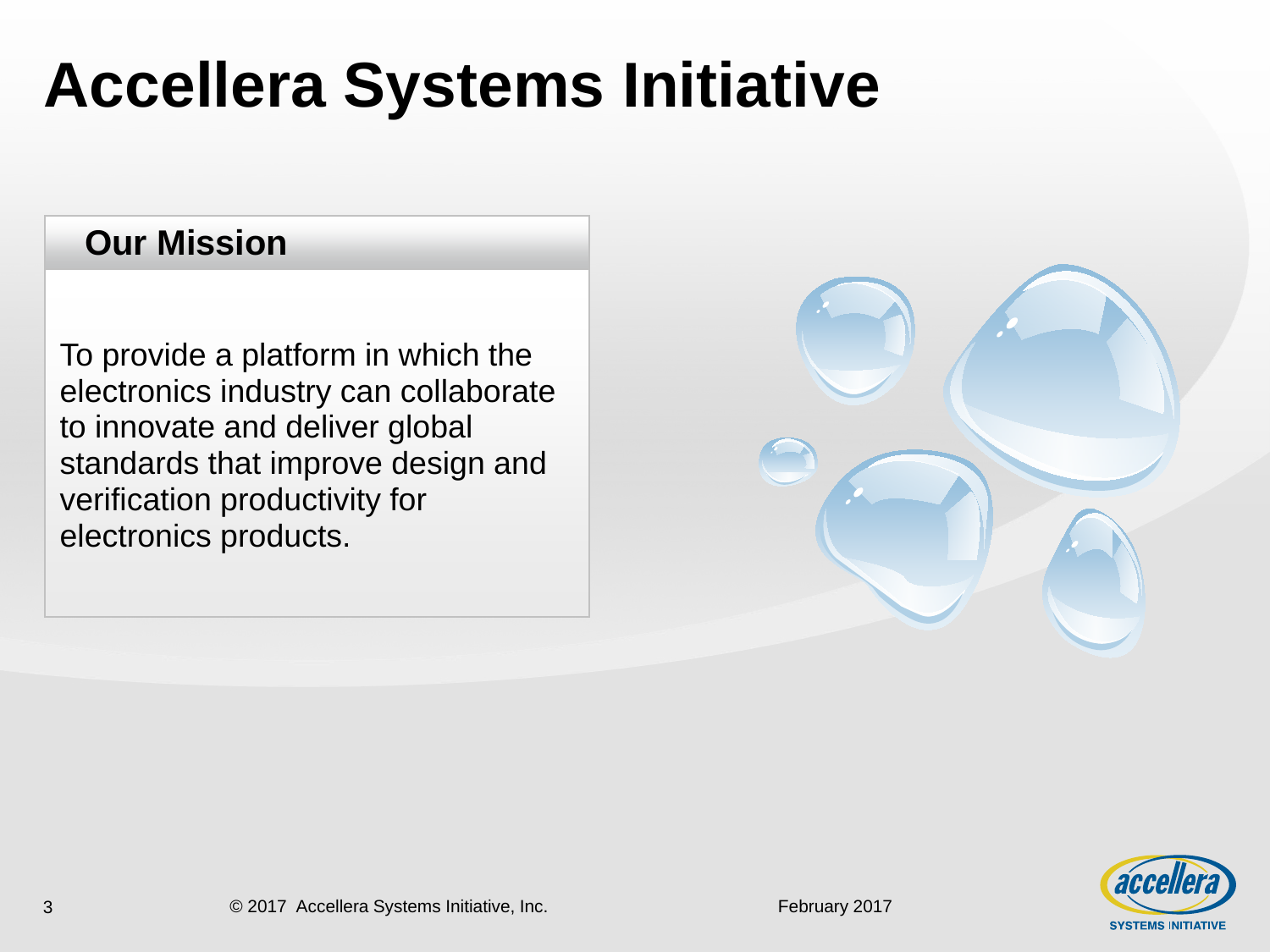# Accellera Systems Initiative

## Our Mission

To provide a platform in which the electronics industry can collaborate to innovate and deliver global standards that improve design and verification productivity for electronics products.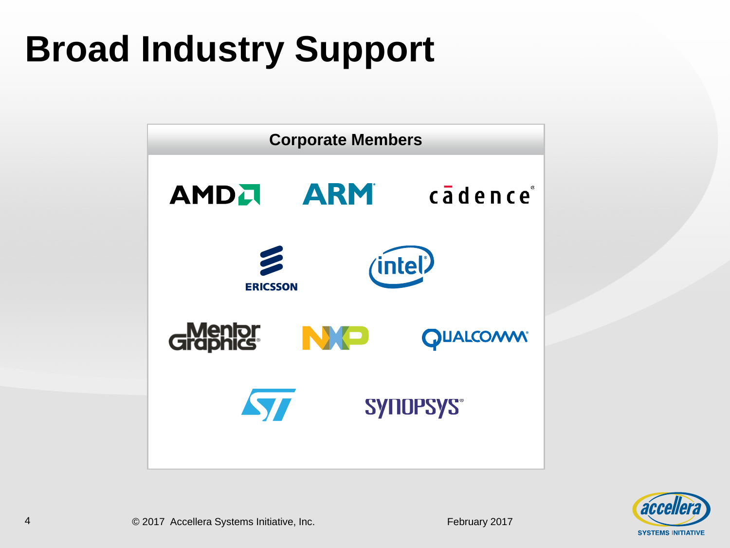# Broad Industry Support

**Corporate Members**

- AMD
- ARM
- cadence
- ERICSSON
- intel
- Mentor Graphics
- NXP
- QUALCOMM
- ST
- SYNOPSYS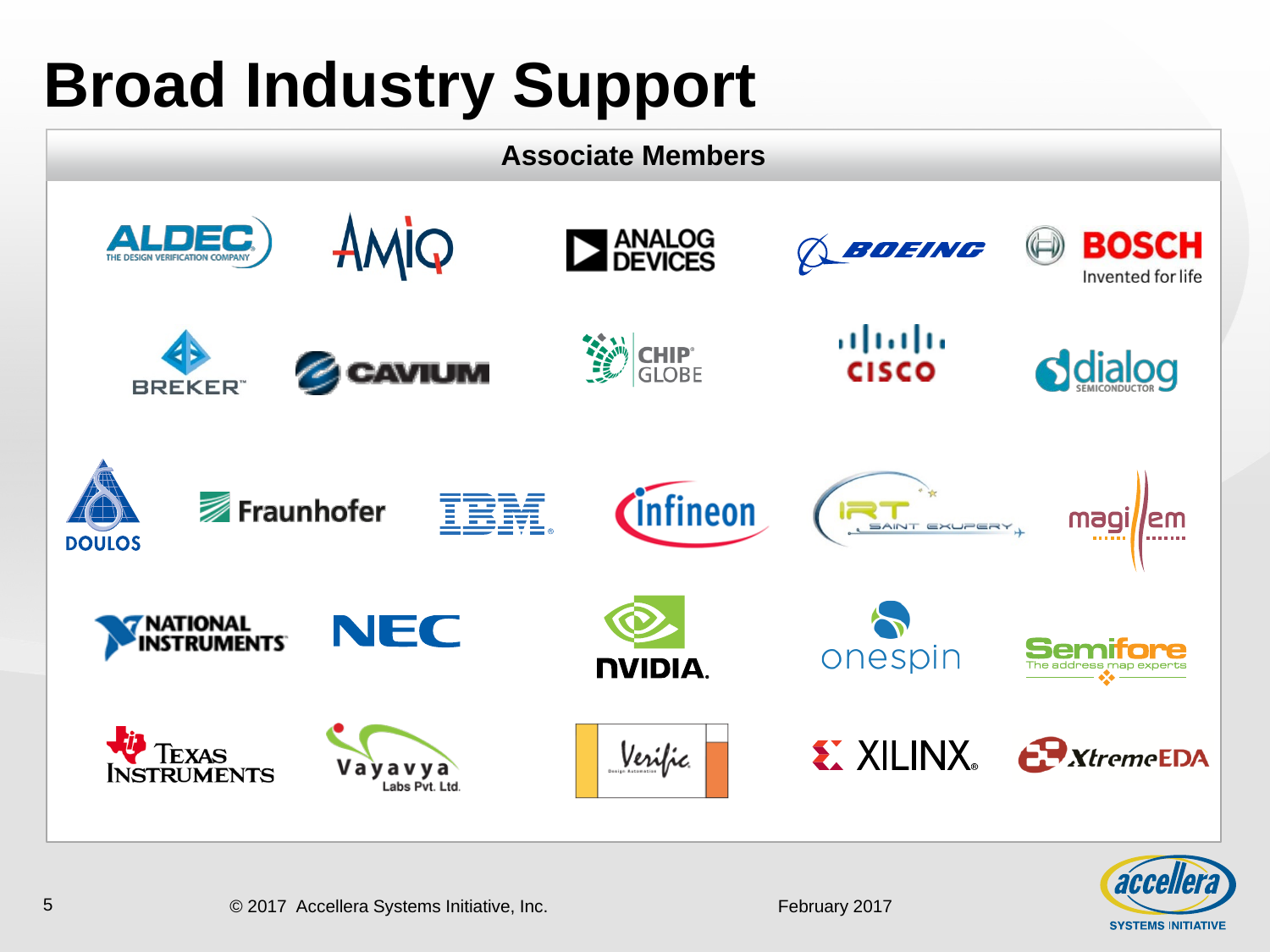# Broad Industry Support

## Associate Members

- ALDEC – The Design Verification Company
- AMIQ
- Analog Devices
- Boeing
- Bosch – Invented for life
- Breker
- Cavium
- ChipGlobe
- Cisco
- Dialog Semiconductor
- Doulos
- Fraunhofer
- IBM
- Infineon
- IRT Saint Exupery
- Magillem
- National Instruments
- NEC
- NVIDIA
- OneSpin
- Semifore – The address map experts
- Texas Instruments
- Vayavya Labs Pvt. Ltd.
- Verific Design Automation
- Xilinx
- XtremeEDA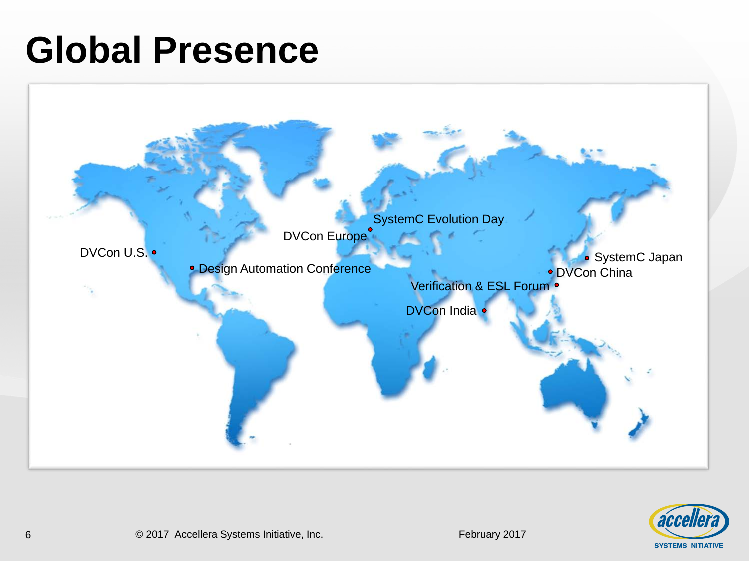# Global Presence

- SystemC Evolution Day
- DVCon Europe
- DVCon U.S.
- Design Automation Conference
- SystemC Japan
- DVCon China
- Verification & ESL Forum
- DVCon India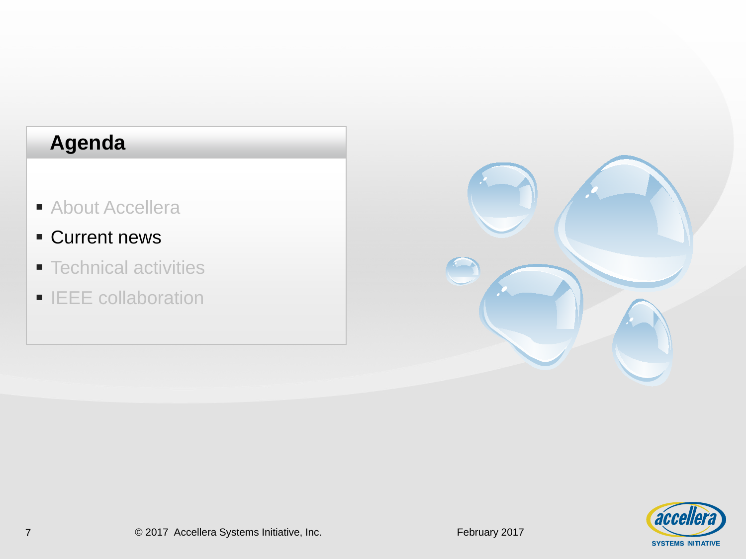## Agenda

- About Accellera
- Current news
- Technical activities
- IEEE collaboration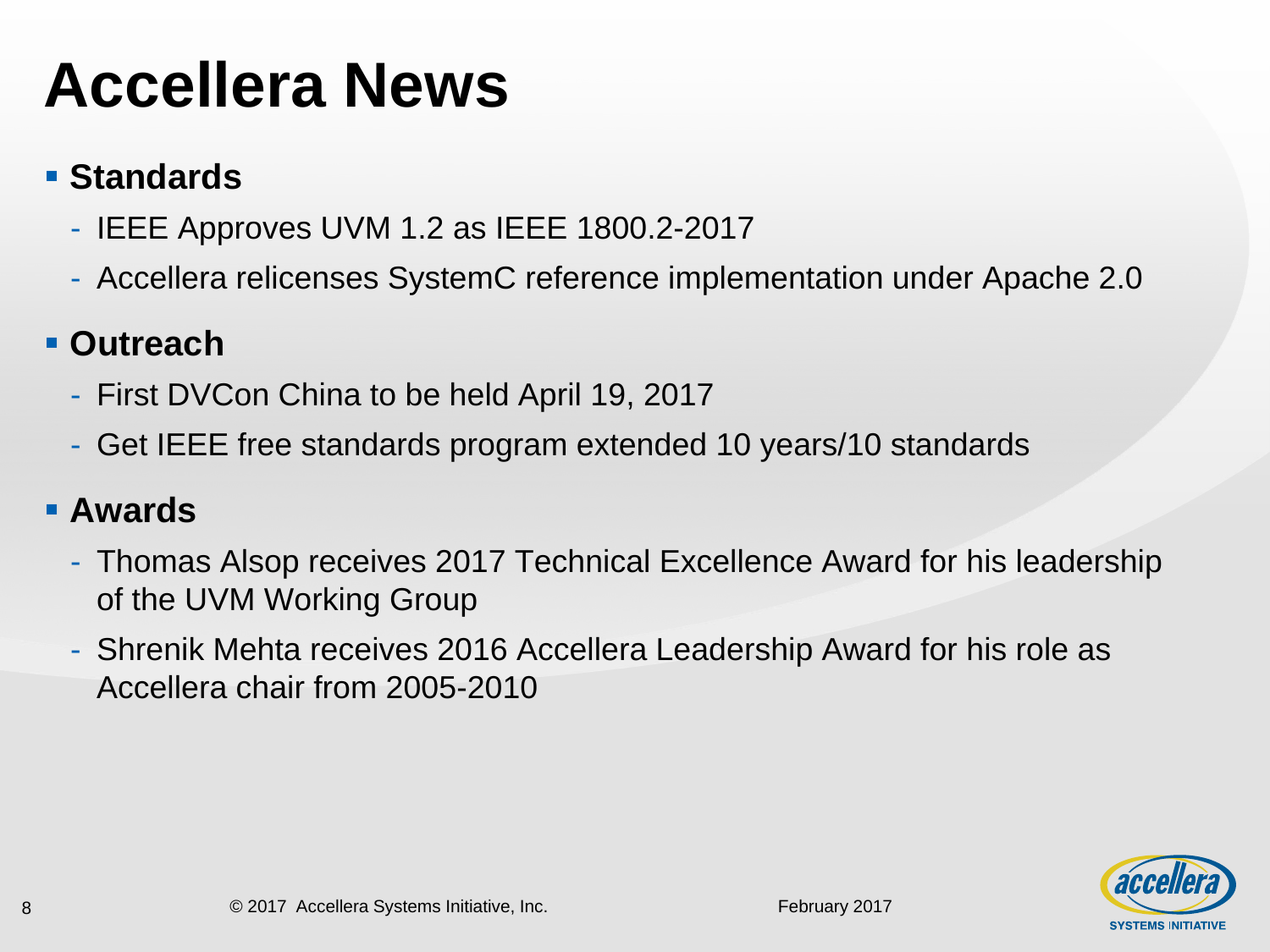# Accellera News

- **Standards**
  - IEEE Approves UVM 1.2 as IEEE 1800.2-2017
  - Accellera relicenses SystemC reference implementation under Apache 2.0
- **Outreach**
  - First DVCon China to be held April 19, 2017
  - Get IEEE free standards program extended 10 years/10 standards
- **Awards**
  - Thomas Alsop receives 2017 Technical Excellence Award for his leadership of the UVM Working Group
  - Shrenik Mehta receives 2016 Accellera Leadership Award for his role as Accellera chair from 2005-2010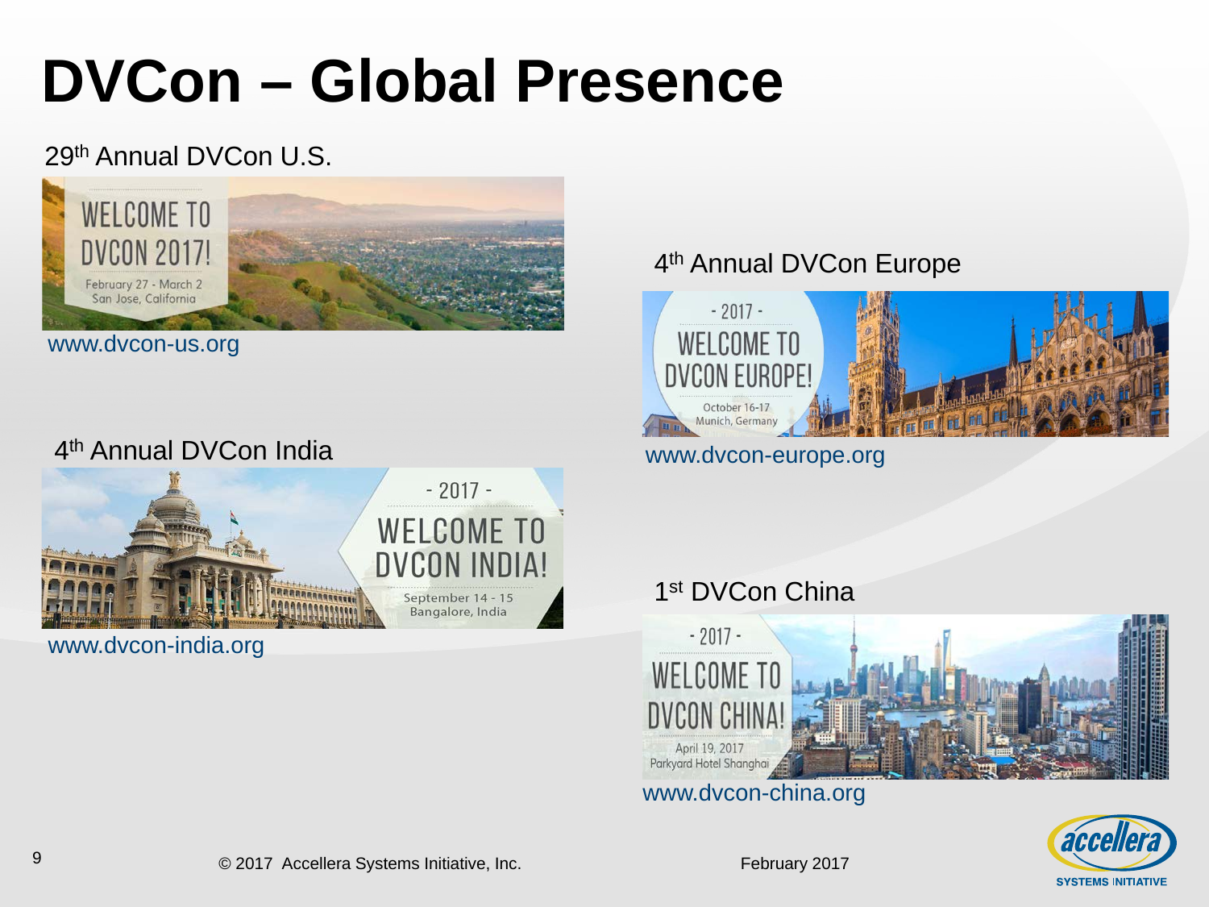# DVCon – Global Presence

29th Annual DVCon U.S.

WELCOME TO DVCON 2017!

February 27 - March 2
San Jose, California

www.dvcon-us.org

4th Annual DVCon Europe

- 2017 -

WELCOME TO DVCON EUROPE!

October 16-17
Munich, Germany

www.dvcon-europe.org

4th Annual DVCon India

- 2017 -

WELCOME TO DVCON INDIA!

September 14 - 15
Bangalore, India

www.dvcon-india.org

1st DVCon China

- 2017 -

WELCOME TO DVCON CHINA!

April 19, 2017
Parkyard Hotel Shanghai

www.dvcon-china.org

© 2017 Accellera Systems Initiative, Inc. February 2017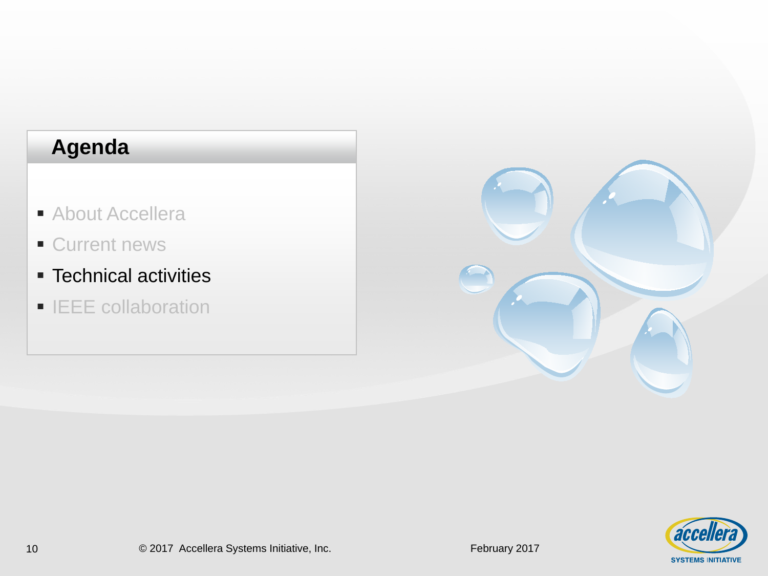## Agenda

- About Accellera
- Current news
- Technical activities
- IEEE collaboration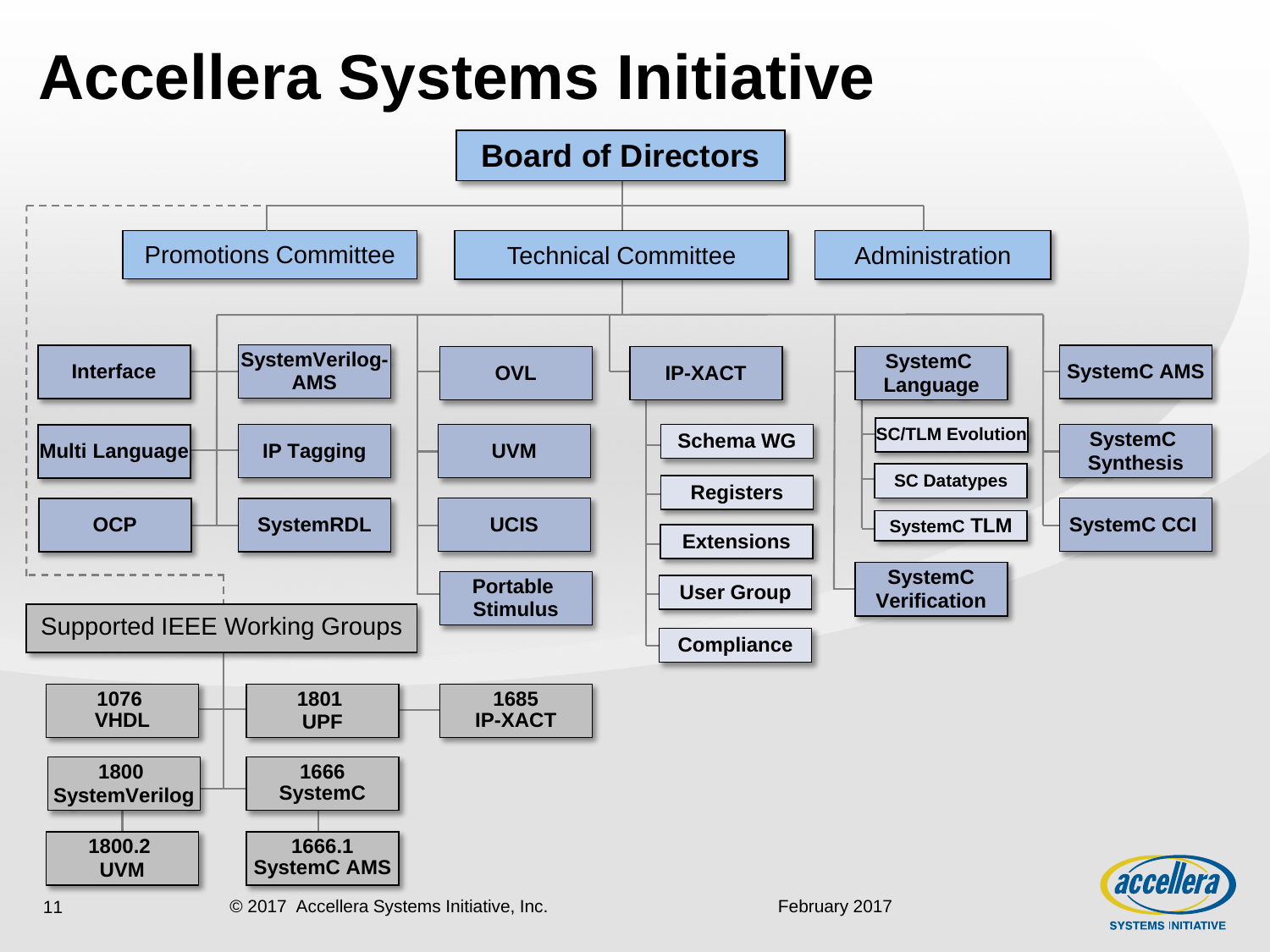# Accellera Systems Initiative

- **Board of Directors**
  - Promotions Committee
  - Technical Committee
    - Interface
    - Multi Language
    - OCP
    - SystemVerilog-AMS
    - IP Tagging
    - SystemRDL
    - OVL
    - UVM
    - UCIS
    - Portable Stimulus
    - IP-XACT
      - Schema WG
      - Registers
      - Extensions
      - User Group
      - Compliance
    - SystemC Language
      - SC/TLM Evolution
      - SC Datatypes
      - SystemC TLM
    - SystemC Verification
    - SystemC AMS
    - SystemC Synthesis
    - SystemC CCI
  - Administration

**Supported IEEE Working Groups**

- 1076 VHDL
- 1801 UPF
- 1685 IP-XACT
- 1800 SystemVerilog
  - 1800.2 UVM
- 1666 SystemC
  - 1666.1 SystemC AMS

© 2017 Accellera Systems Initiative, Inc. February 2017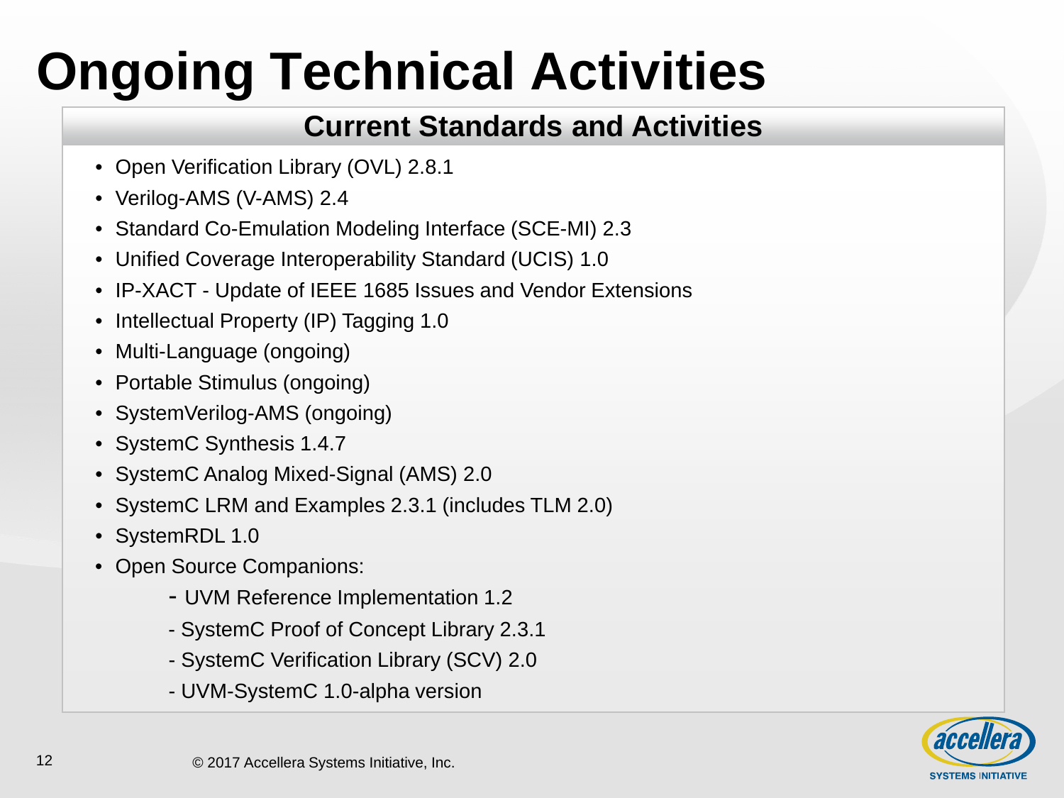# Ongoing Technical Activities

## Current Standards and Activities

- Open Verification Library (OVL) 2.8.1
- Verilog-AMS (V-AMS) 2.4
- Standard Co-Emulation Modeling Interface (SCE-MI) 2.3
- Unified Coverage Interoperability Standard (UCIS) 1.0
- IP-XACT - Update of IEEE 1685 Issues and Vendor Extensions
- Intellectual Property (IP) Tagging 1.0
- Multi-Language (ongoing)
- Portable Stimulus (ongoing)
- SystemVerilog-AMS (ongoing)
- SystemC Synthesis 1.4.7
- SystemC Analog Mixed-Signal (AMS) 2.0
- SystemC LRM and Examples 2.3.1 (includes TLM 2.0)
- SystemRDL 1.0
- Open Source Companions:
  - UVM Reference Implementation 1.2
  - SystemC Proof of Concept Library 2.3.1
  - SystemC Verification Library (SCV) 2.0
  - UVM-SystemC 1.0-alpha version

© 2017 Accellera Systems Initiative, Inc.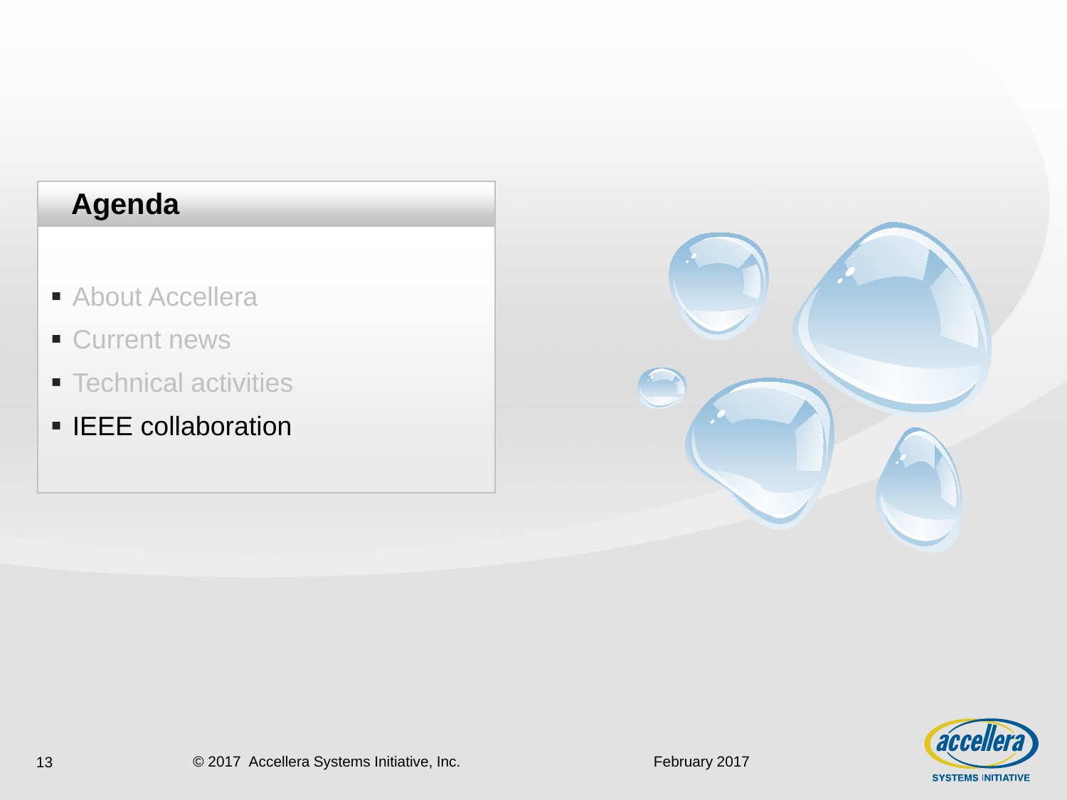## Agenda

- About Accellera
- Current news
- Technical activities
- IEEE collaboration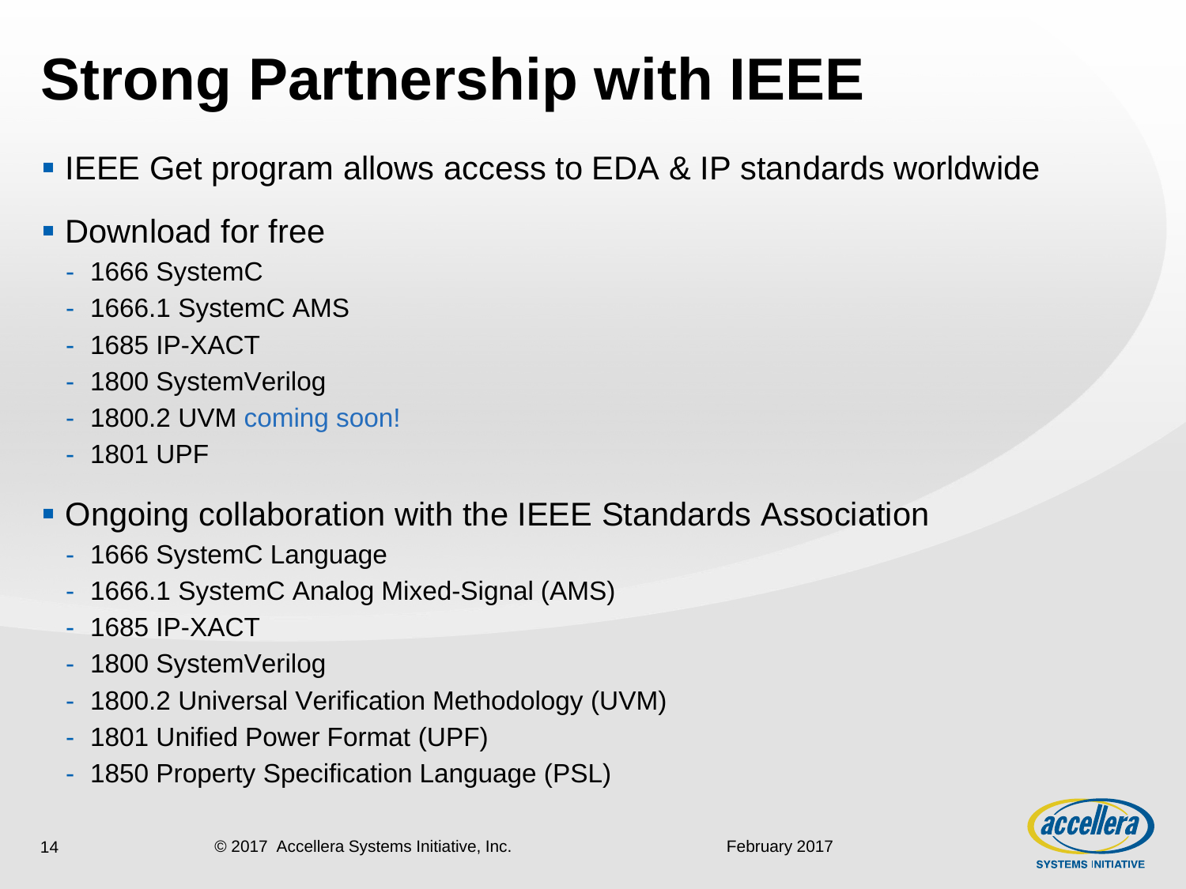# Strong Partnership with IEEE

- IEEE Get program allows access to EDA & IP standards worldwide
- Download for free
  - 1666 SystemC
  - 1666.1 SystemC AMS
  - 1685 IP-XACT
  - 1800 SystemVerilog
  - 1800.2 UVM coming soon!
  - 1801 UPF
- Ongoing collaboration with the IEEE Standards Association
  - 1666 SystemC Language
  - 1666.1 SystemC Analog Mixed-Signal (AMS)
  - 1685 IP-XACT
  - 1800 SystemVerilog
  - 1800.2 Universal Verification Methodology (UVM)
  - 1801 Unified Power Format (UPF)
  - 1850 Property Specification Language (PSL)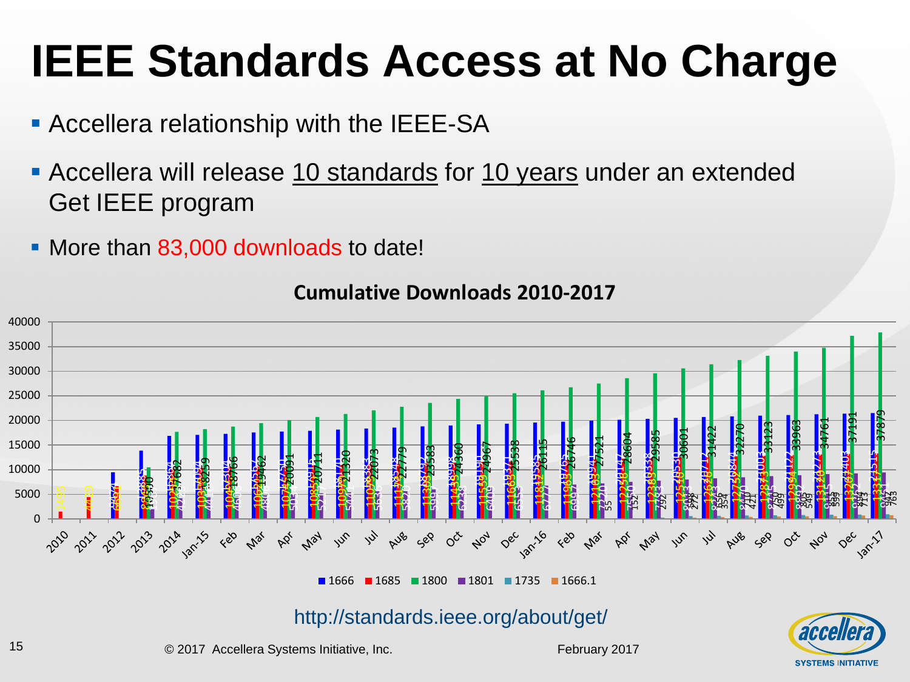# IEEE Standards Access at No Charge

- Accellera relationship with the IEEE-SA
- Accellera will release <u>10 standards</u> for <u>10 years</u> under an extended Get IEEE program
- More than 83,000 downloads to date!

**Cumulative Downloads 2010-2017**

■ 1666 ■ 1685 ■ 1800 ■ 1801 ■ 1735 ■ 1666.1

http://standards.ieee.org/about/get/

© 2017 Accellera Systems Initiative, Inc.

February 2017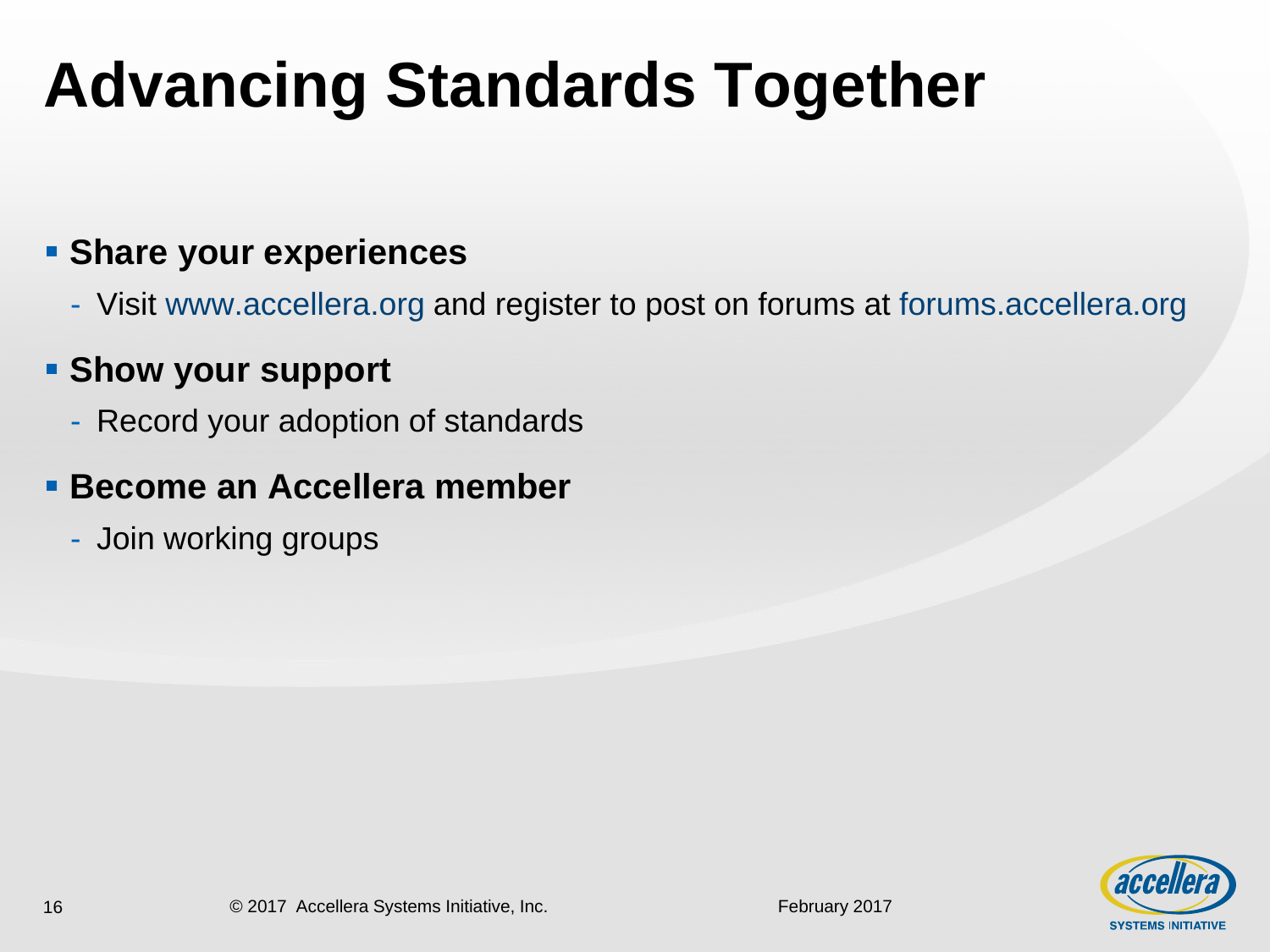# Advancing Standards Together

- **Share your experiences**
  - Visit www.accellera.org and register to post on forums at forums.accellera.org
- **Show your support**
  - Record your adoption of standards
- **Become an Accellera member**
  - Join working groups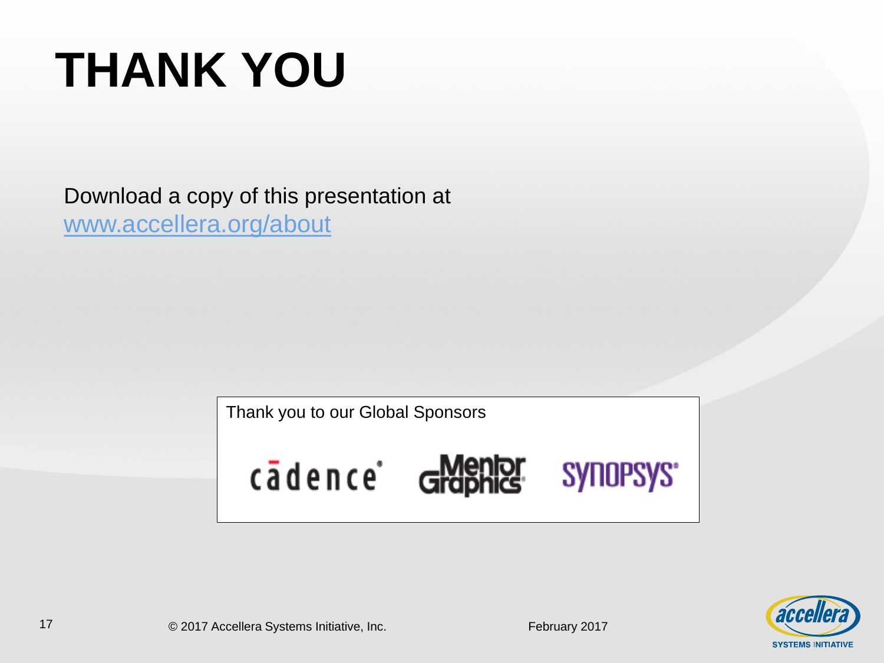# THANK YOU

Download a copy of this presentation at
www.accellera.org/about

Thank you to our Global Sponsors

cādence Mentor Graphics SYNOPSYS

© 2017 Accellera Systems Initiative, Inc. February 2017